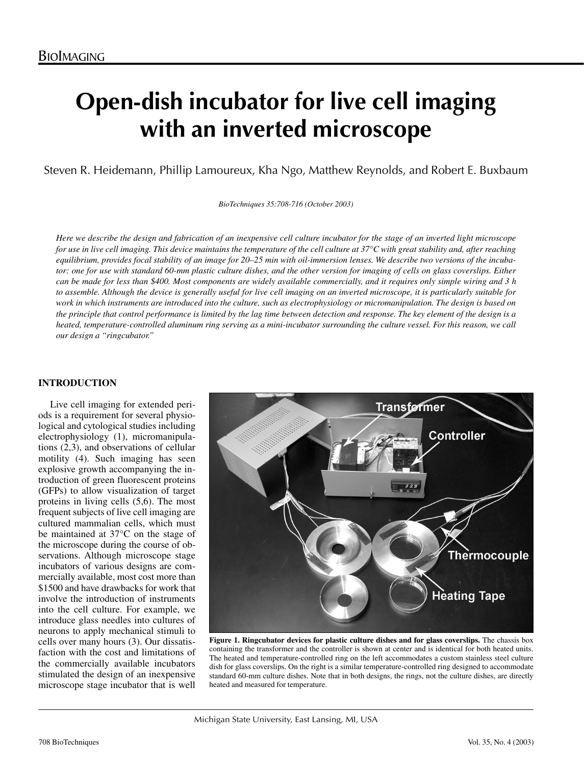BioImaging

# Open-dish incubator for live cell imaging with an inverted microscope

Steven R. Heidemann, Phillip Lamoureux, Kha Ngo, Matthew Reynolds, and Robert E. Buxbaum

*BioTechniques 35:708-716 (October 2003)*

*Here we describe the design and fabrication of an inexpensive cell culture incubator for the stage of an inverted light microscope for use in live cell imaging. This device maintains the temperature of the cell culture at 37°C with great stability and, after reaching equilibrium, provides focal stability of an image for 20–25 min with oil-immersion lenses. We describe two versions of the incubator: one for use with standard 60-mm plastic culture dishes, and the other version for imaging of cells on glass coverslips. Either can be made for less than $400. Most components are widely available commercially, and it requires only simple wiring and 3 h to assemble. Although the device is generally useful for live cell imaging on an inverted microscope, it is particularly suitable for work in which instruments are introduced into the culture, such as electrophysiology or micromanipulation. The design is based on the principle that control performance is limited by the lag time between detection and response. The key element of the design is a heated, temperature-controlled aluminum ring serving as a mini-incubator surrounding the culture vessel. For this reason, we call our design a "ringcubator."*

## INTRODUCTION

Live cell imaging for extended periods is a requirement for several physiological and cytological studies including electrophysiology (1), micromanipulations (2,3), and observations of cellular motility (4). Such imaging has seen explosive growth accompanying the introduction of green fluorescent proteins (GFPs) to allow visualization of target proteins in living cells (5,6). The most frequent subjects of live cell imaging are cultured mammalian cells, which must be maintained at 37°C on the stage of the microscope during the course of observations. Although microscope stage incubators of various designs are commercially available, most cost more than $1500 and have drawbacks for work that involve the introduction of instruments into the cell culture. For example, we introduce glass needles into cultures of neurons to apply mechanical stimuli to cells over many hours (3). Our dissatisfaction with the cost and limitations of the commercially available incubators stimulated the design of an inexpensive microscope stage incubator that is well

**Figure 1. Ringcubator devices for plastic culture dishes and for glass coverslips.** The chassis box containing the transformer and the controller is shown at center and is identical for both heated units. The heated and temperature-controlled ring on the left accommodates a custom stainless steel culture dish for glass coverslips. On the right is a similar temperature-controlled ring designed to accommodate standard 60-mm culture dishes. Note that in both designs, the rings, not the culture dishes, are directly heated and measured for temperature.

Michigan State University, East Lansing, MI, USA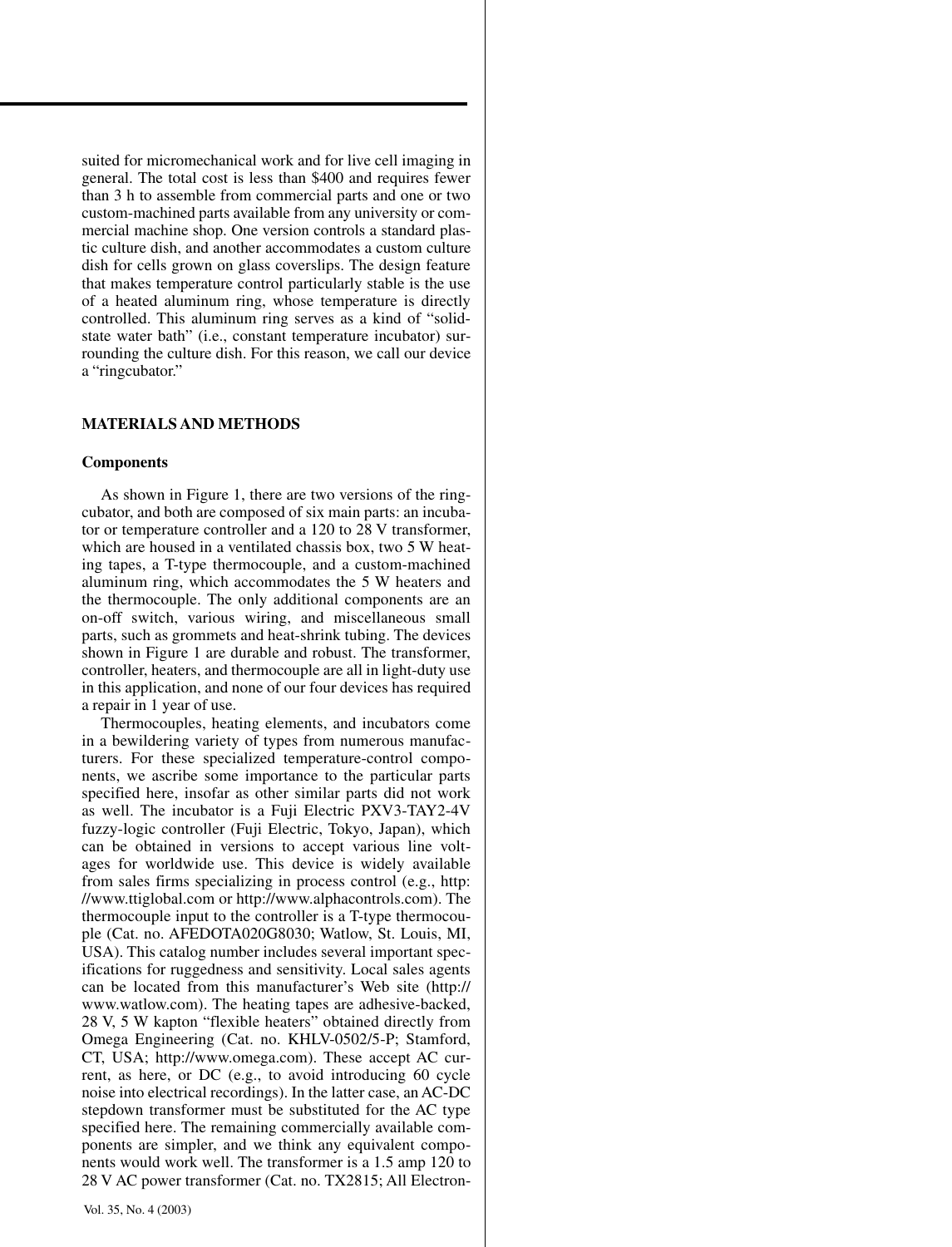suited for micromechanical work and for live cell imaging in general. The total cost is less than $400 and requires fewer than 3 h to assemble from commercial parts and one or two custom-machined parts available from any university or commercial machine shop. One version controls a standard plastic culture dish, and another accommodates a custom culture dish for cells grown on glass coverslips. The design feature that makes temperature control particularly stable is the use of a heated aluminum ring, whose temperature is directly controlled. This aluminum ring serves as a kind of "solid-state water bath" (i.e., constant temperature incubator) surrounding the culture dish. For this reason, we call our device a "ringcubator."

## MATERIALS AND METHODS

### Components

As shown in Figure 1, there are two versions of the ringcubator, and both are composed of six main parts: an incubator or temperature controller and a 120 to 28 V transformer, which are housed in a ventilated chassis box, two 5 W heating tapes, a T-type thermocouple, and a custom-machined aluminum ring, which accommodates the 5 W heaters and the thermocouple. The only additional components are an on-off switch, various wiring, and miscellaneous small parts, such as grommets and heat-shrink tubing. The devices shown in Figure 1 are durable and robust. The transformer, controller, heaters, and thermocouple are all in light-duty use in this application, and none of our four devices has required a repair in 1 year of use.

Thermocouples, heating elements, and incubators come in a bewildering variety of types from numerous manufacturers. For these specialized temperature-control components, we ascribe some importance to the particular parts specified here, insofar as other similar parts did not work as well. The incubator is a Fuji Electric PXV3-TAY2-4V fuzzy-logic controller (Fuji Electric, Tokyo, Japan), which can be obtained in versions to accept various line voltages for worldwide use. This device is widely available from sales firms specializing in process control (e.g., http://www.ttiglobal.com or http://www.alphacontrols.com). The thermocouple input to the controller is a T-type thermocouple (Cat. no. AFEDOTA020G8030; Watlow, St. Louis, MI, USA). This catalog number includes several important specifications for ruggedness and sensitivity. Local sales agents can be located from this manufacturer's Web site (http://www.watlow.com). The heating tapes are adhesive-backed, 28 V, 5 W kapton "flexible heaters" obtained directly from Omega Engineering (Cat. no. KHLV-0502/5-P; Stamford, CT, USA; http://www.omega.com). These accept AC current, as here, or DC (e.g., to avoid introducing 60 cycle noise into electrical recordings). In the latter case, an AC-DC stepdown transformer must be substituted for the AC type specified here. The remaining commercially available components are simpler, and we think any equivalent components would work well. The transformer is a 1.5 amp 120 to 28 V AC power transformer (Cat. no. TX2815; All Electron-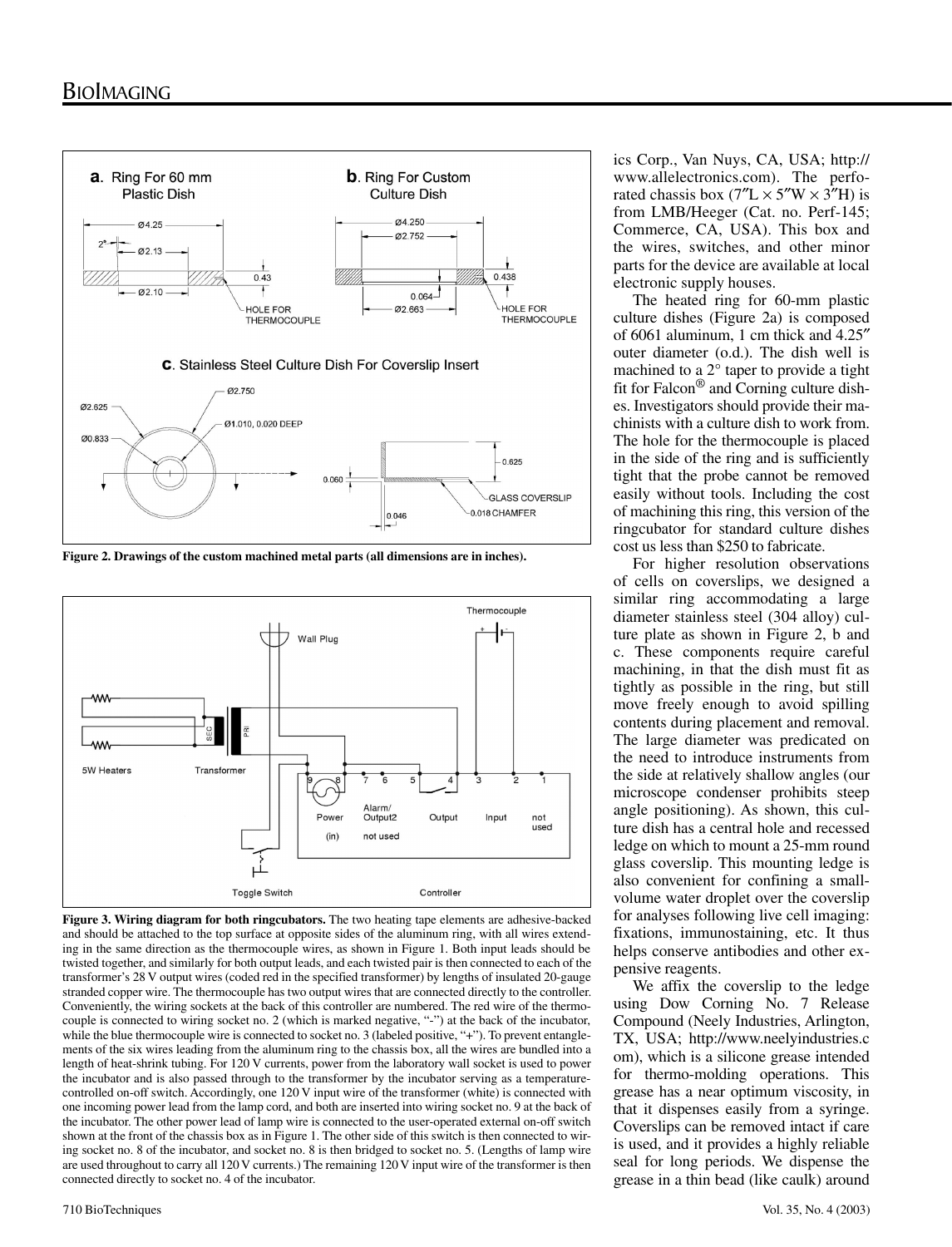**Figure 2. Drawings of the custom machined metal parts (all dimensions are in inches).**

**Figure 3. Wiring diagram for both ringcubators.** The two heating tape elements are adhesive-backed and should be attached to the top surface at opposite sides of the aluminum ring, with all wires extending in the same direction as the thermocouple wires, as shown in Figure 1. Both input leads should be twisted together, and similarly for both output leads, and each twisted pair is then connected to each of the transformer's 28 V output wires (coded red in the specified transformer) by lengths of insulated 20-gauge stranded copper wire. The thermocouple has two output wires that are connected directly to the controller. Conveniently, the wiring sockets at the back of this controller are numbered. The red wire of the thermocouple is connected to wiring socket no. 2 (which is marked negative, "-") at the back of the incubator, while the blue thermocouple wire is connected to socket no. 3 (labeled positive, "+"). To prevent entanglements of the six wires leading from the aluminum ring to the chassis box, all the wires are bundled into a length of heat-shrink tubing. For 120 V currents, power from the laboratory wall socket is used to power the incubator and is also passed through to the transformer by the incubator serving as a temperature-controlled on-off switch. Accordingly, one 120 V input wire of the transformer (white) is connected with one incoming power lead from the lamp cord, and both are inserted into wiring socket no. 9 at the back of the incubator. The other power lead of lamp wire is connected to the user-operated external on-off switch shown at the front of the chassis box as in Figure 1. The other side of this switch is then connected to wiring socket no. 8 of the incubator, and socket no. 8 is then bridged to socket no. 5. (Lengths of lamp wire are used throughout to carry all 120 V currents.) The remaining 120 V input wire of the transformer is then connected directly to socket no. 4 of the incubator.

ics Corp., Van Nuys, CA, USA; http://www.allelectronics.com). The perforated chassis box (7″L × 5″W × 3″H) is from LMB/Heeger (Cat. no. Perf-145; Commerce, CA, USA). This box and the wires, switches, and other minor parts for the device are available at local electronic supply houses.

The heated ring for 60-mm plastic culture dishes (Figure 2a) is composed of 6061 aluminum, 1 cm thick and 4.25″ outer diameter (o.d.). The dish well is machined to a 2° taper to provide a tight fit for Falcon® and Corning culture dishes. Investigators should provide their machinists with a culture dish to work from. The hole for the thermocouple is placed in the side of the ring and is sufficiently tight that the probe cannot be removed easily without tools. Including the cost of machining this ring, this version of the ringcubator for standard culture dishes cost us less than $250 to fabricate.

For higher resolution observations of cells on coverslips, we designed a similar ring accommodating a large diameter stainless steel (304 alloy) culture plate as shown in Figure 2, b and c. These components require careful machining, in that the dish must fit as tightly as possible in the ring, but still move freely enough to avoid spilling contents during placement and removal. The large diameter was predicated on the need to introduce instruments from the side at relatively shallow angles (our microscope condenser prohibits steep angle positioning). As shown, this culture dish has a central hole and recessed ledge on which to mount a 25-mm round glass coverslip. This mounting ledge is also convenient for confining a small-volume water droplet over the coverslip for analyses following live cell imaging: fixations, immunostaining, etc. It thus helps conserve antibodies and other expensive reagents.

We affix the coverslip to the ledge using Dow Corning No. 7 Release Compound (Neely Industries, Arlington, TX, USA; http://www.neelyindustries.com), which is a silicone grease intended for thermo-molding operations. This grease has a near optimum viscosity, in that it dispenses easily from a syringe. Coverslips can be removed intact if care is used, and it provides a highly reliable seal for long periods. We dispense the grease in a thin bead (like caulk) around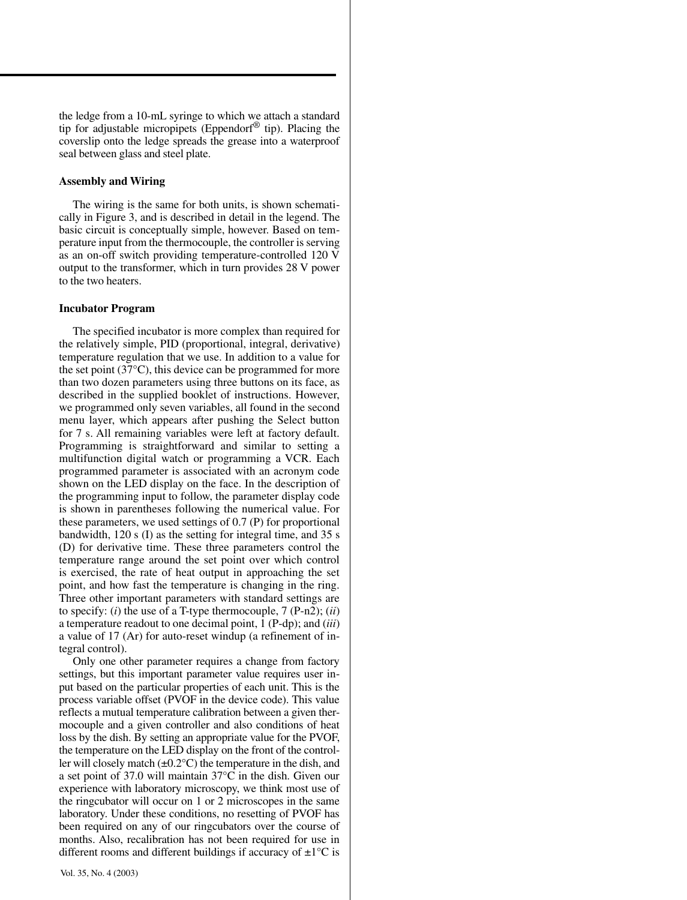the ledge from a 10-mL syringe to which we attach a standard tip for adjustable micropipets (Eppendorf® tip). Placing the coverslip onto the ledge spreads the grease into a waterproof seal between glass and steel plate.

### Assembly and Wiring

The wiring is the same for both units, is shown schematically in Figure 3, and is described in detail in the legend. The basic circuit is conceptually simple, however. Based on temperature input from the thermocouple, the controller is serving as an on-off switch providing temperature-controlled 120 V output to the transformer, which in turn provides 28 V power to the two heaters.

### Incubator Program

The specified incubator is more complex than required for the relatively simple, PID (proportional, integral, derivative) temperature regulation that we use. In addition to a value for the set point (37°C), this device can be programmed for more than two dozen parameters using three buttons on its face, as described in the supplied booklet of instructions. However, we programmed only seven variables, all found in the second menu layer, which appears after pushing the Select button for 7 s. All remaining variables were left at factory default. Programming is straightforward and similar to setting a multifunction digital watch or programming a VCR. Each programmed parameter is associated with an acronym code shown on the LED display on the face. In the description of the programming input to follow, the parameter display code is shown in parentheses following the numerical value. For these parameters, we used settings of 0.7 (P) for proportional bandwidth, 120 s (I) as the setting for integral time, and 35 s (D) for derivative time. These three parameters control the temperature range around the set point over which control is exercised, the rate of heat output in approaching the set point, and how fast the temperature is changing in the ring. Three other important parameters with standard settings are to specify: (*i*) the use of a T-type thermocouple, 7 (P-n2); (*ii*) a temperature readout to one decimal point, 1 (P-dp); and (*iii*) a value of 17 (Ar) for auto-reset windup (a refinement of integral control).

Only one other parameter requires a change from factory settings, but this important parameter value requires user input based on the particular properties of each unit. This is the process variable offset (PVOF in the device code). This value reflects a mutual temperature calibration between a given thermocouple and a given controller and also conditions of heat loss by the dish. By setting an appropriate value for the PVOF, the temperature on the LED display on the front of the controller will closely match (±0.2°C) the temperature in the dish, and a set point of 37.0 will maintain 37°C in the dish. Given our experience with laboratory microscopy, we think most use of the ringcubator will occur on 1 or 2 microscopes in the same laboratory. Under these conditions, no resetting of PVOF has been required on any of our ringcubators over the course of months. Also, recalibration has not been required for use in different rooms and different buildings if accuracy of ±1°C is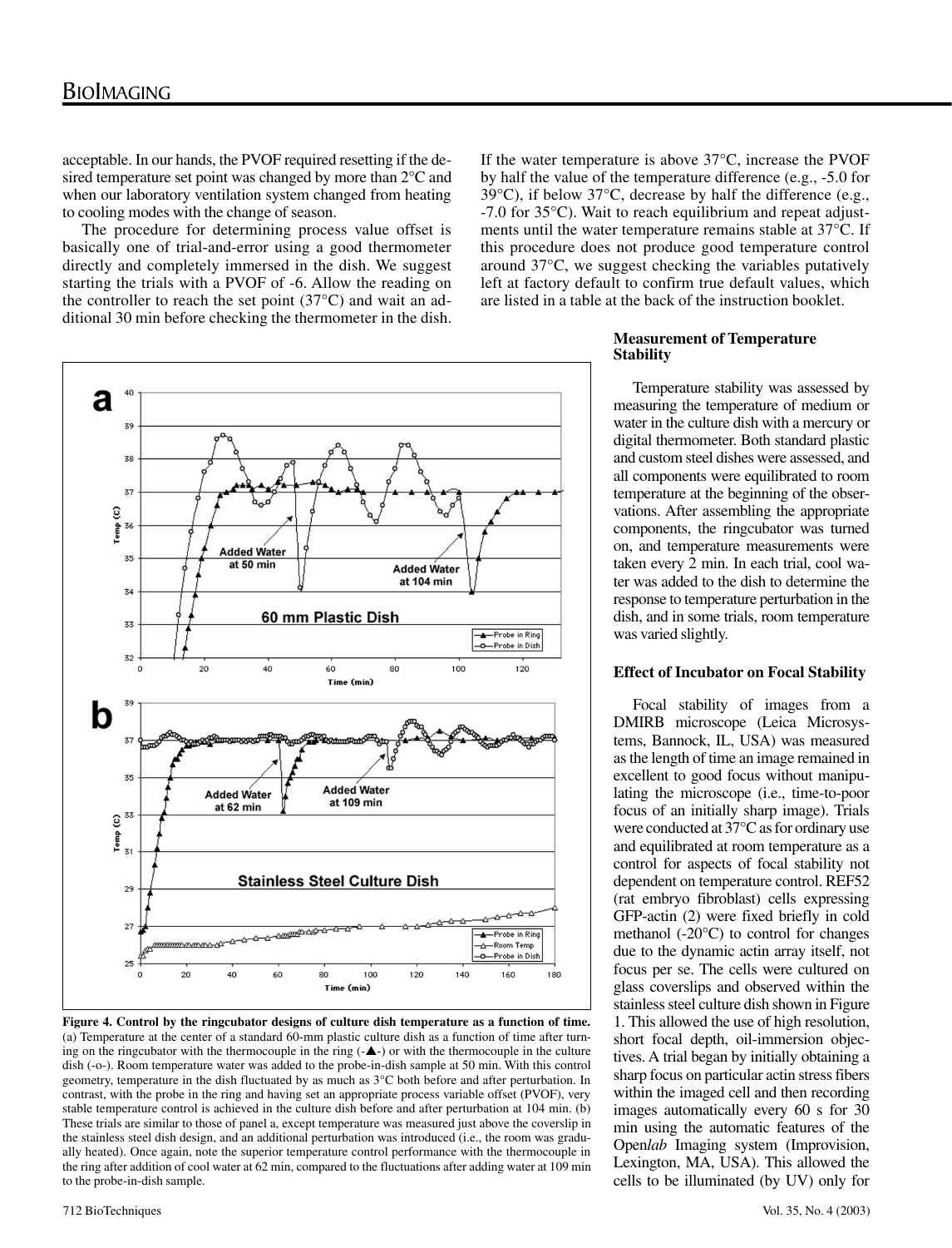acceptable. In our hands, the PVOF required resetting if the desired temperature set point was changed by more than 2°C and when our laboratory ventilation system changed from heating to cooling modes with the change of season.

The procedure for determining process value offset is basically one of trial-and-error using a good thermometer directly and completely immersed in the dish. We suggest starting the trials with a PVOF of -6. Allow the reading on the controller to reach the set point (37°C) and wait an additional 30 min before checking the thermometer in the dish. If the water temperature is above 37°C, increase the PVOF by half the value of the temperature difference (e.g., -5.0 for 39°C), if below 37°C, decrease by half the difference (e.g., -7.0 for 35°C). Wait to reach equilibrium and repeat adjustments until the water temperature remains stable at 37°C. If this procedure does not produce good temperature control around 37°C, we suggest checking the variables putatively left at factory default to confirm true default values, which are listed in a table at the back of the instruction booklet.

**Figure 4. Control by the ringcubator designs of culture dish temperature as a function of time.** (a) Temperature at the center of a standard 60-mm plastic culture dish as a function of time after turning on the ringcubator with the thermocouple in the ring (-▲-) or with the thermocouple in the culture dish (-o-). Room temperature water was added to the probe-in-dish sample at 50 min. With this control geometry, temperature in the dish fluctuated by as much as 3°C both before and after perturbation. In contrast, with the probe in the ring and having set an appropriate process variable offset (PVOF), very stable temperature control is achieved in the culture dish before and after perturbation at 104 min. (b) These trials are similar to those of panel a, except temperature was measured just above the coverslip in the stainless steel dish design, and an additional perturbation was introduced (i.e., the room was gradually heated). Once again, note the superior temperature control performance with the thermocouple in the ring after addition of cool water at 62 min, compared to the fluctuations after adding water at 109 min to the probe-in-dish sample.

### Measurement of Temperature Stability

Temperature stability was assessed by measuring the temperature of medium or water in the culture dish with a mercury or digital thermometer. Both standard plastic and custom steel dishes were assessed, and all components were equilibrated to room temperature at the beginning of the observations. After assembling the appropriate components, the ringcubator was turned on, and temperature measurements were taken every 2 min. In each trial, cool water was added to the dish to determine the response to temperature perturbation in the dish, and in some trials, room temperature was varied slightly.

### Effect of Incubator on Focal Stability

Focal stability of images from a DMIRB microscope (Leica Microsystems, Bannock, IL, USA) was measured as the length of time an image remained in excellent to good focus without manipulating the microscope (i.e., time-to-poor focus of an initially sharp image). Trials were conducted at 37°C as for ordinary use and equilibrated at room temperature as a control for aspects of focal stability not dependent on temperature control. REF52 (rat embryo fibroblast) cells expressing GFP-actin (2) were fixed briefly in cold methanol (-20°C) to control for changes due to the dynamic actin array itself, not focus per se. The cells were cultured on glass coverslips and observed within the stainless steel culture dish shown in Figure 1. This allowed the use of high resolution, short focal depth, oil-immersion objectives. A trial began by initially obtaining a sharp focus on particular actin stress fibers within the imaged cell and then recording images automatically every 60 s for 30 min using the automatic features of the Open*lab* Imaging system (Improvision, Lexington, MA, USA). This allowed the cells to be illuminated (by UV) only for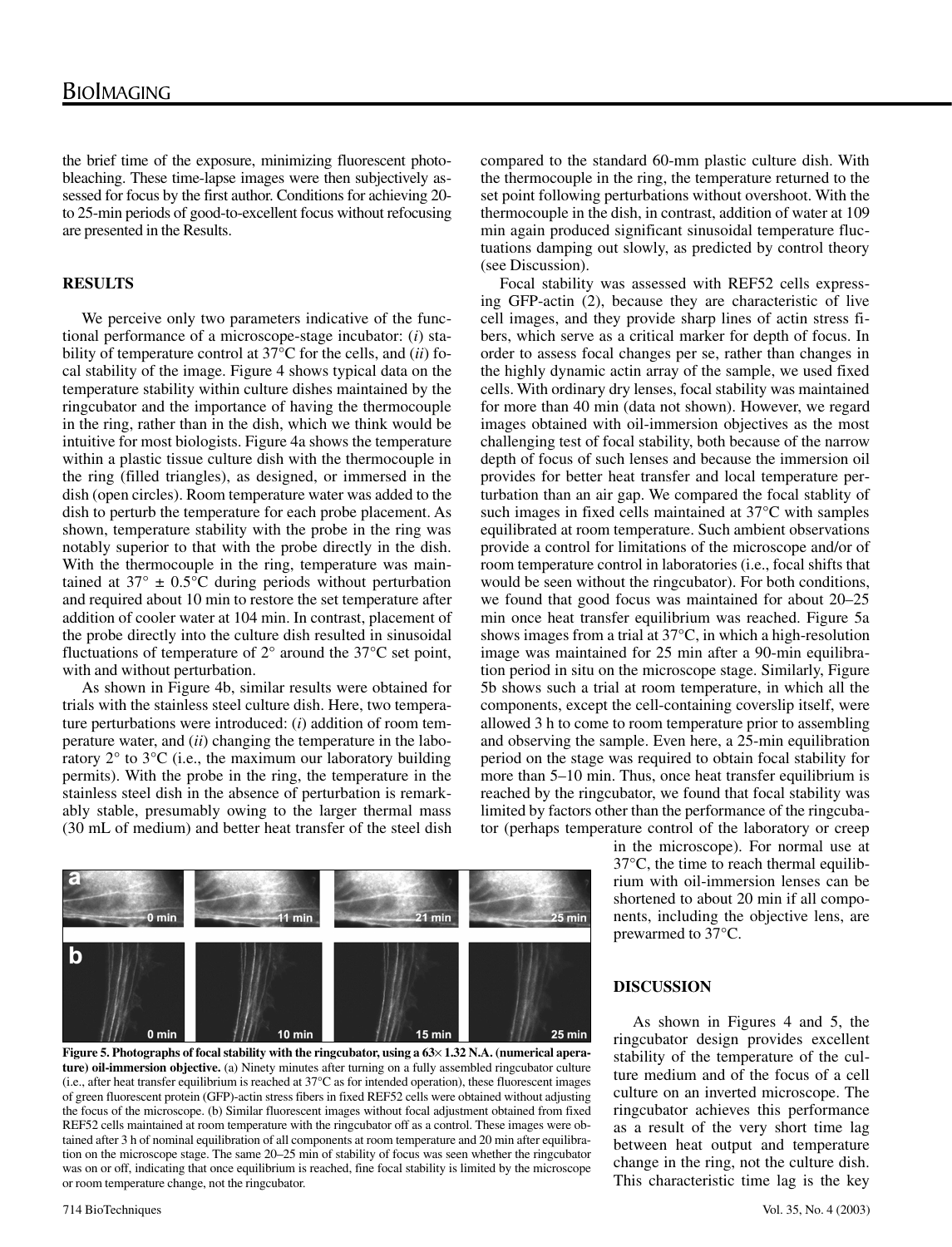the brief time of the exposure, minimizing fluorescent photobleaching. These time-lapse images were then subjectively assessed for focus by the first author. Conditions for achieving 20- to 25-min periods of good-to-excellent focus without refocusing are presented in the Results.

## RESULTS

We perceive only two parameters indicative of the functional performance of a microscope-stage incubator: (*i*) stability of temperature control at 37°C for the cells, and (*ii*) focal stability of the image. Figure 4 shows typical data on the temperature stability within culture dishes maintained by the ringcubator and the importance of having the thermocouple in the ring, rather than in the dish, which we think would be intuitive for most biologists. Figure 4a shows the temperature within a plastic tissue culture dish with the thermocouple in the ring (filled triangles), as designed, or immersed in the dish (open circles). Room temperature water was added to the dish to perturb the temperature for each probe placement. As shown, temperature stability with the probe in the ring was notably superior to that with the probe directly in the dish. With the thermocouple in the ring, temperature was maintained at 37° ± 0.5°C during periods without perturbation and required about 10 min to restore the set temperature after addition of cooler water at 104 min. In contrast, placement of the probe directly into the culture dish resulted in sinusoidal fluctuations of temperature of 2° around the 37°C set point, with and without perturbation.

As shown in Figure 4b, similar results were obtained for trials with the stainless steel culture dish. Here, two temperature perturbations were introduced: (*i*) addition of room temperature water, and (*ii*) changing the temperature in the laboratory 2° to 3°C (i.e., the maximum our laboratory building permits). With the probe in the ring, the temperature in the stainless steel dish in the absence of perturbation is remarkably stable, presumably owing to the larger thermal mass (30 mL of medium) and better heat transfer of the steel dish compared to the standard 60-mm plastic culture dish. With the thermocouple in the ring, the temperature returned to the set point following perturbations without overshoot. With the thermocouple in the dish, in contrast, addition of water at 109 min again produced significant sinusoidal temperature fluctuations damping out slowly, as predicted by control theory (see Discussion).

Focal stability was assessed with REF52 cells expressing GFP-actin (2), because they are characteristic of live cell images, and they provide sharp lines of actin stress fibers, which serve as a critical marker for depth of focus. In order to assess focal changes per se, rather than changes in the highly dynamic actin array of the sample, we used fixed cells. With ordinary dry lenses, focal stability was maintained for more than 40 min (data not shown). However, we regard images obtained with oil-immersion objectives as the most challenging test of focal stability, both because of the narrow depth of focus of such lenses and because the immersion oil provides for better heat transfer and local temperature perturbation than an air gap. We compared the focal stablity of such images in fixed cells maintained at 37°C with samples equilibrated at room temperature. Such ambient observations provide a control for limitations of the microscope and/or of room temperature control in laboratories (i.e., focal shifts that would be seen without the ringcubator). For both conditions, we found that good focus was maintained for about 20–25 min once heat transfer equilibrium was reached. Figure 5a shows images from a trial at 37°C, in which a high-resolution image was maintained for 25 min after a 90-min equilibration period in situ on the microscope stage. Similarly, Figure 5b shows such a trial at room temperature, in which all the components, except the cell-containing coverslip itself, were allowed 3 h to come to room temperature prior to assembling and observing the sample. Even here, a 25-min equilibration period on the stage was required to obtain focal stability for more than 5–10 min. Thus, once heat transfer equilibrium is reached by the ringcubator, we found that focal stability was limited by factors other than the performance of the ringcubator (perhaps temperature control of the laboratory or creep in the microscope). For normal use at 37°C, the time to reach thermal equilibrium with oil-immersion lenses can be shortened to about 20 min if all components, including the objective lens, are prewarmed to 37°C.

**Figure 5. Photographs of focal stability with the ringcubator, using a 63× 1.32 N.A. (numerical aperature) oil-immersion objective.** (a) Ninety minutes after turning on a fully assembled ringcubator culture (i.e., after heat transfer equilibrium is reached at 37°C as for intended operation), these fluorescent images of green fluorescent protein (GFP)-actin stress fibers in fixed REF52 cells were obtained without adjusting the focus of the microscope. (b) Similar fluorescent images without focal adjustment obtained from fixed REF52 cells maintained at room temperature with the ringcubator off as a control. These images were obtained after 3 h of nominal equilibration of all components at room temperature and 20 min after equilibration on the microscope stage. The same 20–25 min of stability of focus was seen whether the ringcubator was on or off, indicating that once equilibrium is reached, fine focal stability is limited by the microscope or room temperature change, not the ringcubator.

## DISCUSSION

As shown in Figures 4 and 5, the ringcubator design provides excellent stability of the temperature of the culture medium and of the focus of a cell culture on an inverted microscope. The ringcubator achieves this performance as a result of the very short time lag between heat output and temperature change in the ring, not the culture dish. This characteristic time lag is the key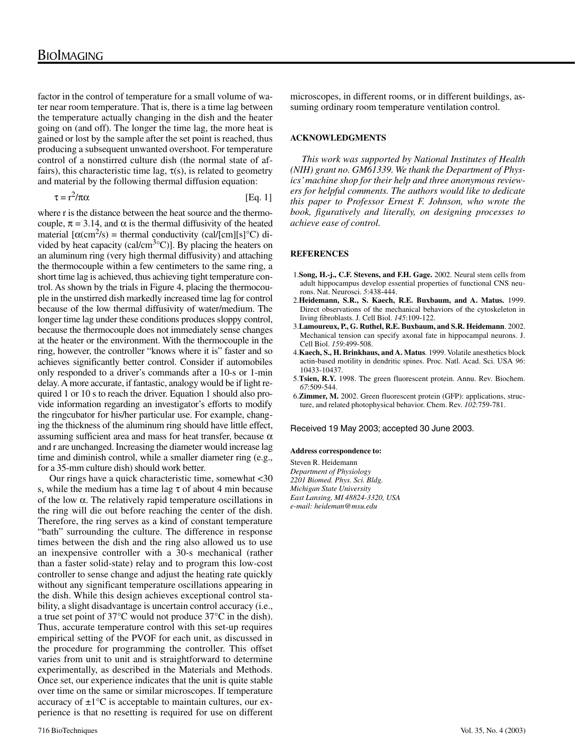factor in the control of temperature for a small volume of water near room temperature. That is, there is a time lag between the temperature actually changing in the dish and the heater going on (and off). The longer the time lag, the more heat is gained or lost by the sample after the set point is reached, thus producing a subsequent unwanted overshoot. For temperature control of a nonstirred culture dish (the normal state of affairs), this characteristic time lag, $\tau$(s), is related to geometry and material by the following thermal diffusion equation:

$$\tau = r^2/\pi\alpha \quad \text{[Eq. 1]}$$

where r is the distance between the heat source and the thermocouple, $\pi = 3.14$, and $\alpha$ is the thermal diffusivity of the heated material [$\alpha$(cm$^2$/s) = thermal conductivity (cal/[cm][s]°C) divided by heat capacity (cal/cm$^3$°C)]. By placing the heaters on an aluminum ring (very high thermal diffusivity) and attaching the thermocouple within a few centimeters to the same ring, a short time lag is achieved, thus achieving tight temperature control. As shown by the trials in Figure 4, placing the thermocouple in the unstirred dish markedly increased time lag for control because of the low thermal diffusivity of water/medium. The longer time lag under these conditions produces sloppy control, because the thermocouple does not immediately sense changes at the heater or the environment. With the thermocouple in the ring, however, the controller "knows where it is" faster and so achieves significantly better control. Consider if automobiles only responded to a driver's commands after a 10-s or 1-min delay. A more accurate, if fantastic, analogy would be if light required 1 or 10 s to reach the driver. Equation 1 should also provide information regarding an investigator's efforts to modify the ringcubator for his/her particular use. For example, changing the thickness of the aluminum ring should have little effect, assuming sufficient area and mass for heat transfer, because $\alpha$ and r are unchanged. Increasing the diameter would increase lag time and diminish control, while a smaller diameter ring (e.g., for a 35-mm culture dish) should work better.

Our rings have a quick characteristic time, somewhat <30 s, while the medium has a time lag $\tau$ of about 4 min because of the low $\alpha$. The relatively rapid temperature oscillations in the ring will die out before reaching the center of the dish. Therefore, the ring serves as a kind of constant temperature "bath" surrounding the culture. The difference in response times between the dish and the ring also allowed us to use an inexpensive controller with a 30-s mechanical (rather than a faster solid-state) relay and to program this low-cost controller to sense change and adjust the heating rate quickly without any significant temperature oscillations appearing in the dish. While this design achieves exceptional control stability, a slight disadvantage is uncertain control accuracy (i.e., a true set point of 37°C would not produce 37°C in the dish). Thus, accurate temperature control with this set-up requires empirical setting of the PVOF for each unit, as discussed in the procedure for programming the controller. This offset varies from unit to unit and is straightforward to determine experimentally, as described in the Materials and Methods. Once set, our experience indicates that the unit is quite stable over time on the same or similar microscopes. If temperature accuracy of ±1°C is acceptable to maintain cultures, our experience is that no resetting is required for use on different microscopes, in different rooms, or in different buildings, assuming ordinary room temperature ventilation control.

## ACKNOWLEDGMENTS

*This work was supported by National Institutes of Health (NIH) grant no. GM61339. We thank the Department of Physics' machine shop for their help and three anonymous reviewers for helpful comments. The authors would like to dedicate this paper to Professor Ernest F. Johnson, who wrote the book, figuratively and literally, on designing processes to achieve ease of control.*

## REFERENCES

1. **Song, H.-j., C.F. Stevens, and F.H. Gage.** 2002. Neural stem cells from adult hippocampus develop essential properties of functional CNS neurons. Nat. Neurosci. *5*:438-444.
2. **Heidemann, S.R., S. Kaech, R.E. Buxbaum, and A. Matus.** 1999. Direct observations of the mechanical behaviors of the cytoskeleton in living fibroblasts. J. Cell Biol. *145*:109-122.
3. **Lamoureux, P., G. Ruthel, R.E. Buxbaum, and S.R. Heidemann**. 2002. Mechanical tension can specify axonal fate in hippocampal neurons. J. Cell Biol. *159*:499-508.
4. **Kaech, S., H. Brinkhaus, and A. Matus**. 1999. Volatile anesthetics block actin-based motility in dendritic spines. Proc. Natl. Acad. Sci. USA *96*: 10433-10437.
5. **Tsien, R.Y.** 1998. The green fluorescent protein. Annu. Rev. Biochem. *67*:509-544.
6. **Zimmer, M.** 2002. Green fluorescent protein (GFP): applications, structure, and related photophysical behavior. Chem. Rev. *102*:759-781.

Received 19 May 2003; accepted 30 June 2003.

**Address correspondence to:**

Steven R. Heidemann
*Department of Physiology*
*2201 Biomed. Phys. Sci. Bldg.*
*Michigan State University*
*East Lansing, MI 48824-3320, USA*
*e-mail: heideman@msu.edu*